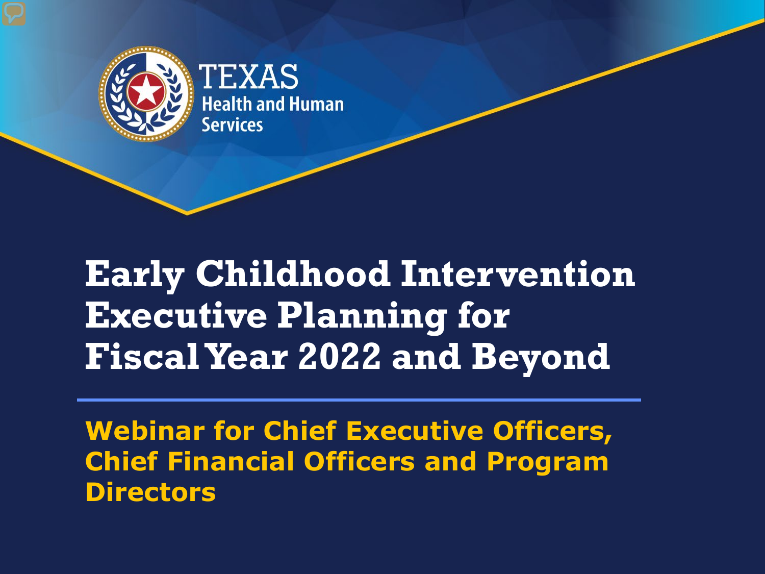TEXAS
Health and Human Services

# Early Childhood Intervention Executive Planning for Fiscal Year 2022 and Beyond

## Webinar for Chief Executive Officers, Chief Financial Officers and Program Directors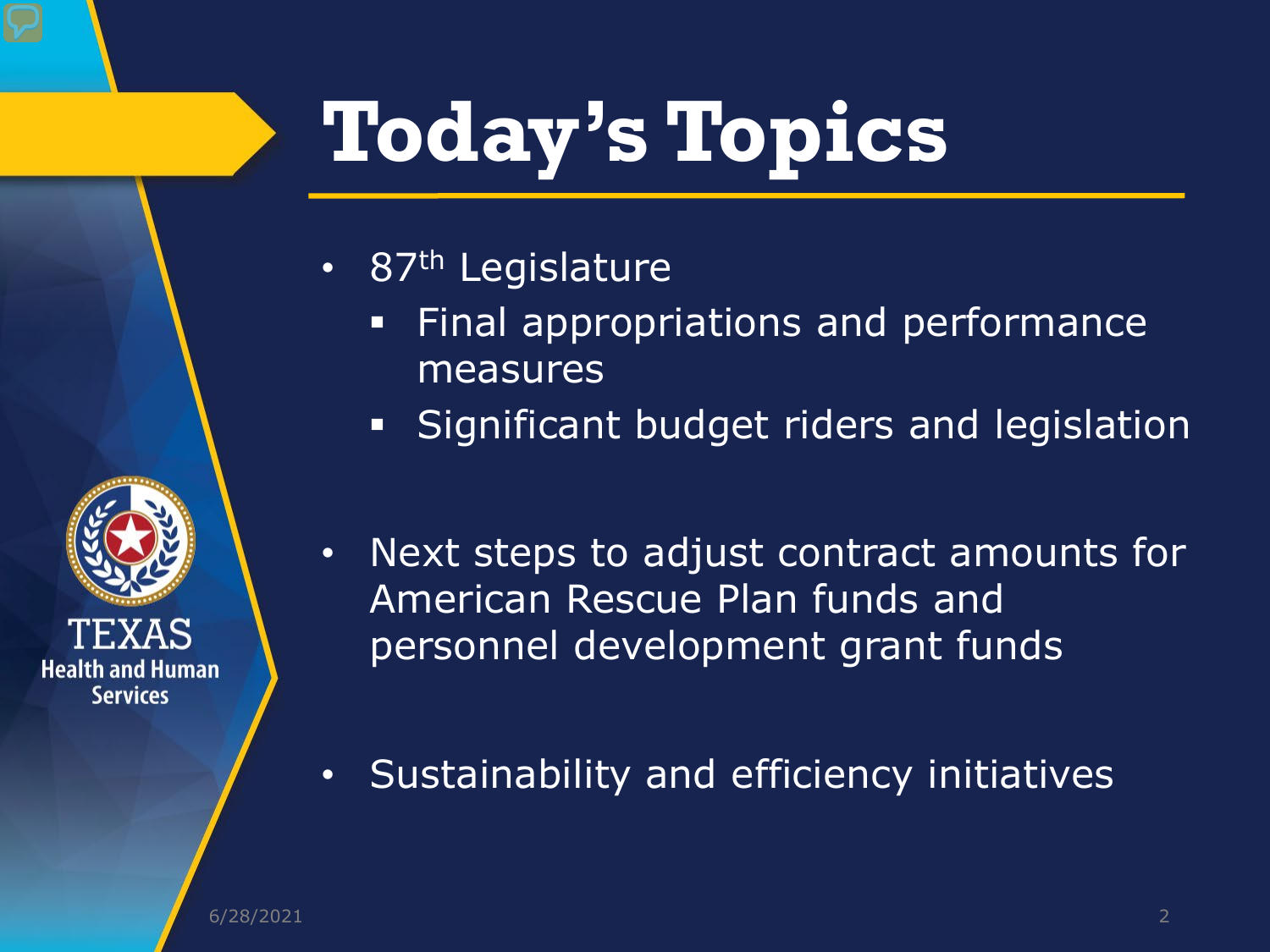# Today's Topics

- 87th Legislature
  - Final appropriations and performance measures
  - Significant budget riders and legislation
- Next steps to adjust contract amounts for American Rescue Plan funds and personnel development grant funds
- Sustainability and efficiency initiatives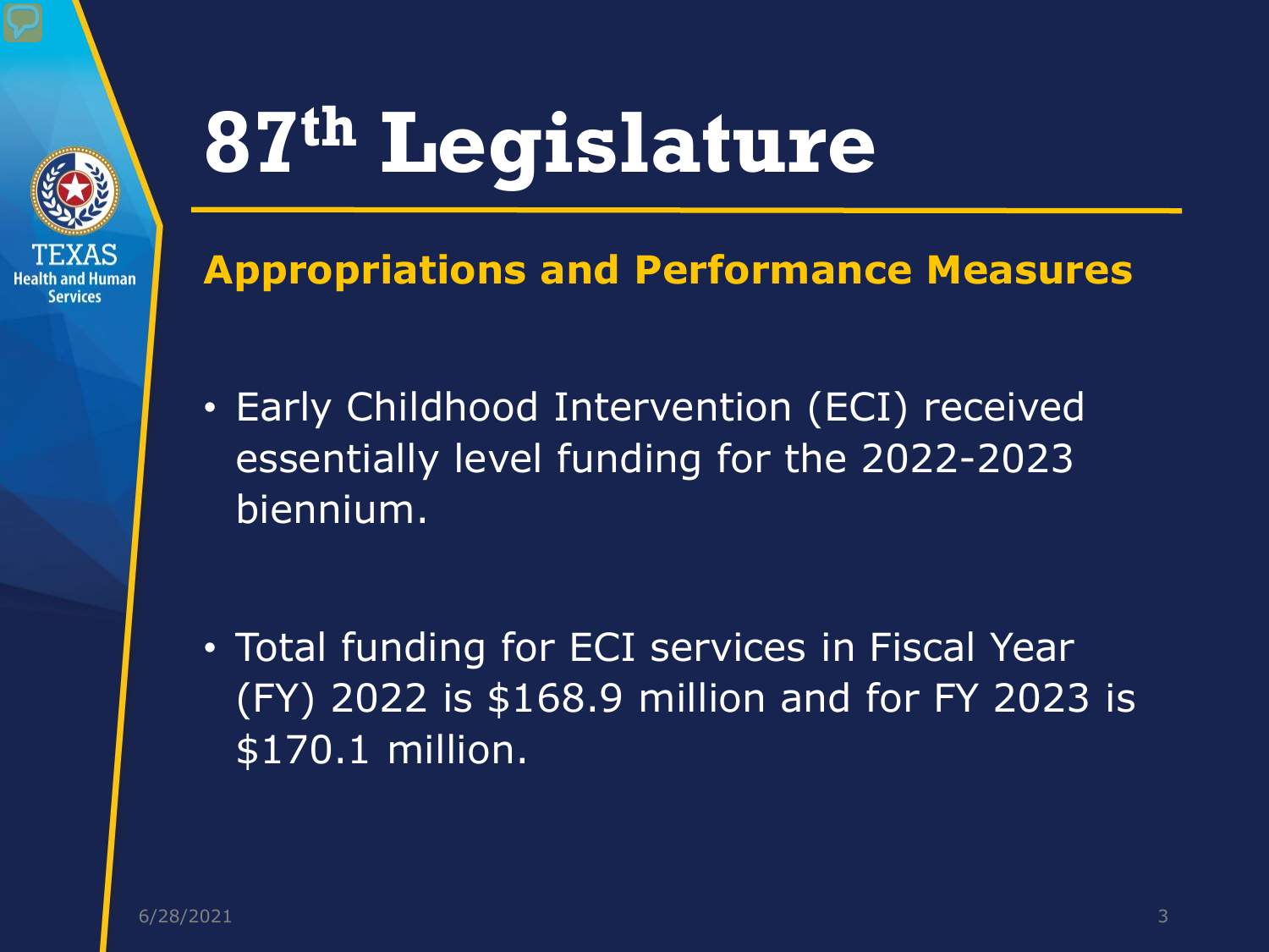# 87th Legislature

## Appropriations and Performance Measures

- Early Childhood Intervention (ECI) received essentially level funding for the 2022-2023 biennium.
- Total funding for ECI services in Fiscal Year (FY) 2022 is $168.9 million and for FY 2023 is $170.1 million.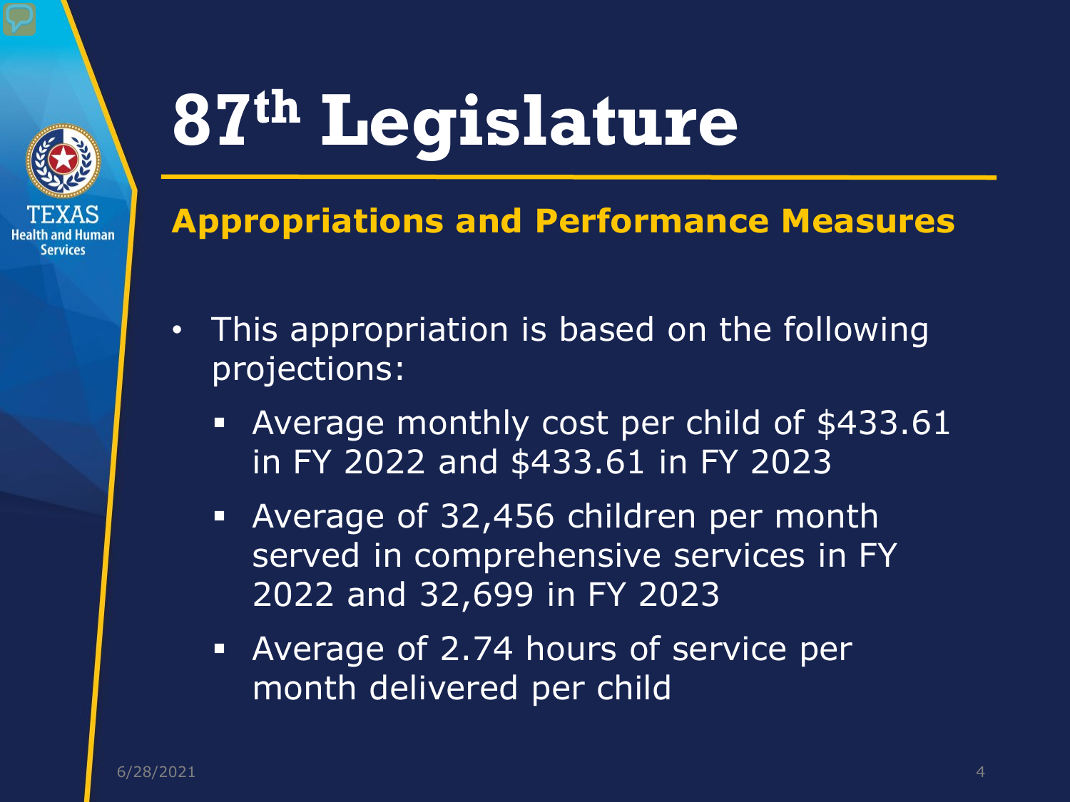# 87th Legislature

## Appropriations and Performance Measures

- This appropriation is based on the following projections:
  - Average monthly cost per child of $433.61 in FY 2022 and $433.61 in FY 2023
  - Average of 32,456 children per month served in comprehensive services in FY 2022 and 32,699 in FY 2023
  - Average of 2.74 hours of service per month delivered per child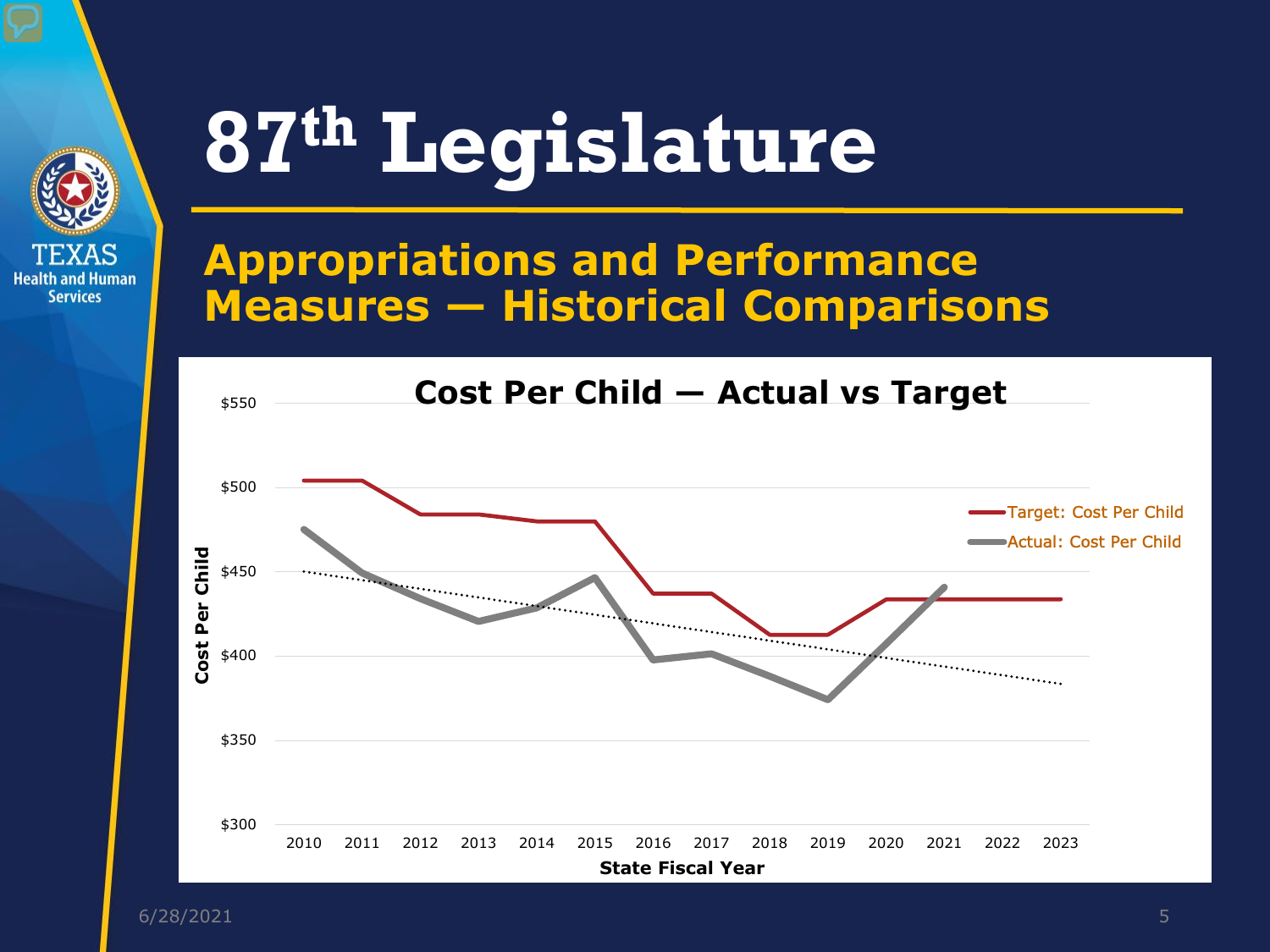# 87th Legislature

## Appropriations and Performance Measures — Historical Comparisons

**Cost Per Child — Actual vs Target**

Target: Cost Per Child

Actual: Cost Per Child

Cost Per Child: $300, $350, $400, $450, $500, $550

State Fiscal Year: 2010, 2011, 2012, 2013, 2014, 2015, 2016, 2017, 2018, 2019, 2020, 2021, 2022, 2023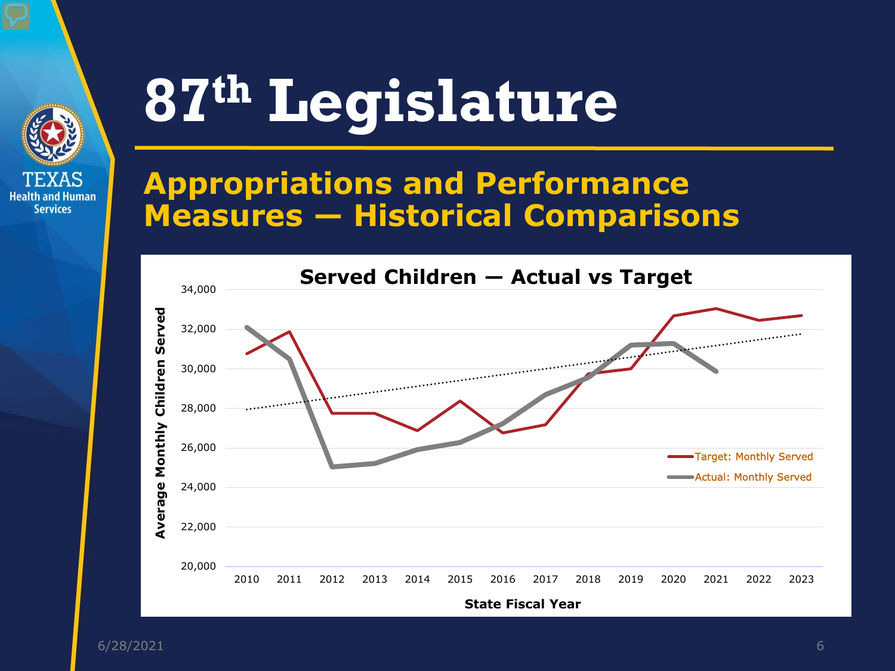# 87th Legislature

## Appropriations and Performance Measures — Historical Comparisons

**Served Children — Actual vs Target**

Average Monthly Children Served

State Fiscal Year

Target: Monthly Served

Actual: Monthly Served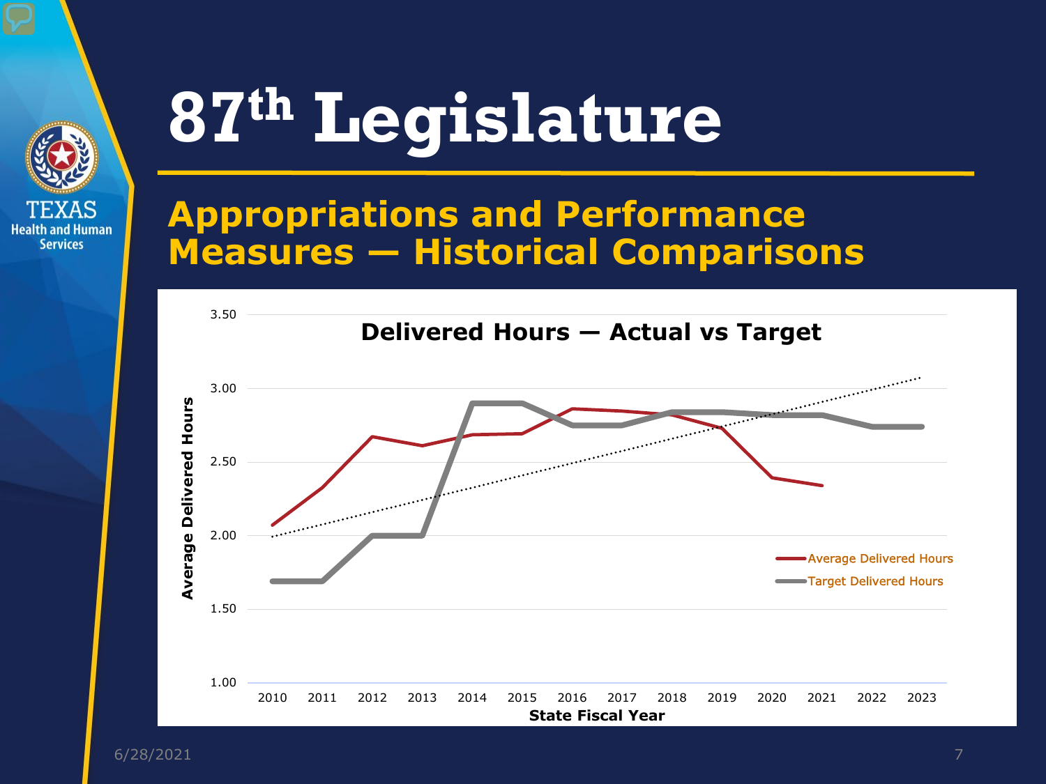# 87th Legislature

## Appropriations and Performance Measures — Historical Comparisons

**Delivered Hours — Actual vs Target**

Average Delivered Hours

Target Delivered Hours

Average Delivered Hours

State Fiscal Year

3.50
3.00
2.50
2.00
1.50
1.00

2010 2011 2012 2013 2014 2015 2016 2017 2018 2019 2020 2021 2022 2023

6/28/2021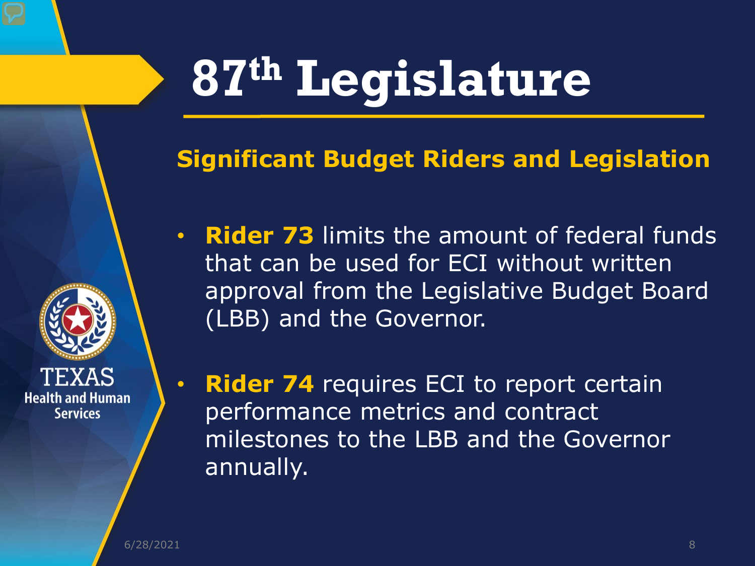# 87th Legislature

## Significant Budget Riders and Legislation

- **Rider 73** limits the amount of federal funds that can be used for ECI without written approval from the Legislative Budget Board (LBB) and the Governor.
- **Rider 74** requires ECI to report certain performance metrics and contract milestones to the LBB and the Governor annually.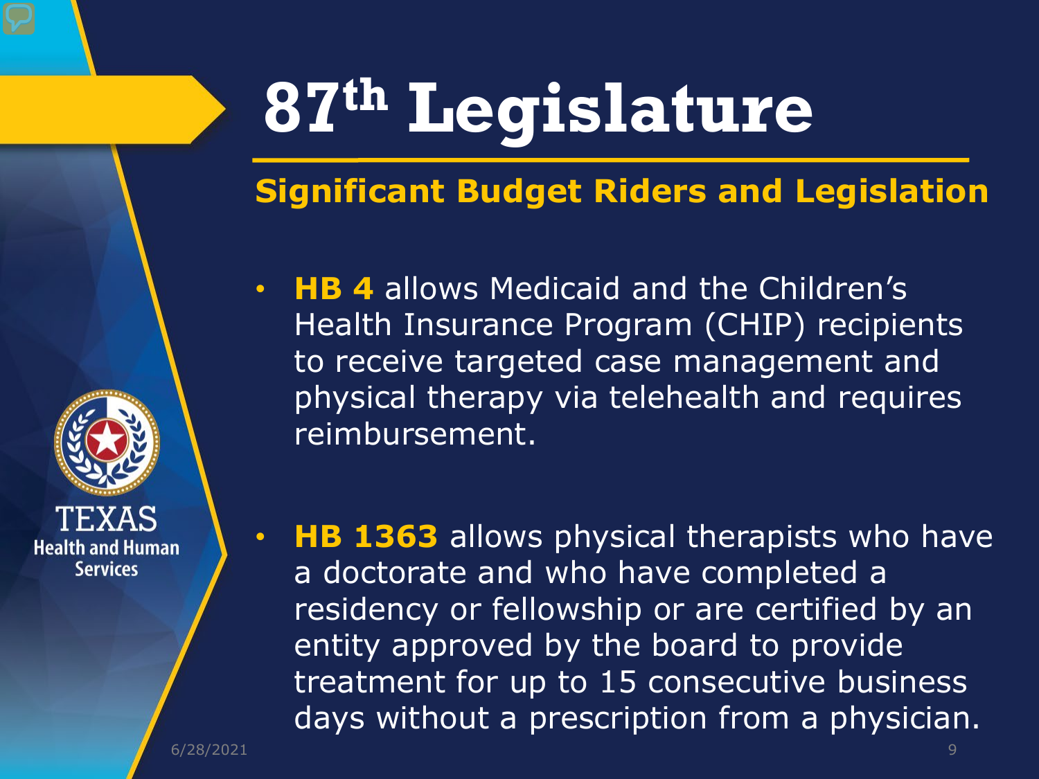# 87th Legislature

## Significant Budget Riders and Legislation

- **HB 4** allows Medicaid and the Children's Health Insurance Program (CHIP) recipients to receive targeted case management and physical therapy via telehealth and requires reimbursement.

- **HB 1363** allows physical therapists who have a doctorate and who have completed a residency or fellowship or are certified by an entity approved by the board to provide treatment for up to 15 consecutive business days without a prescription from a physician.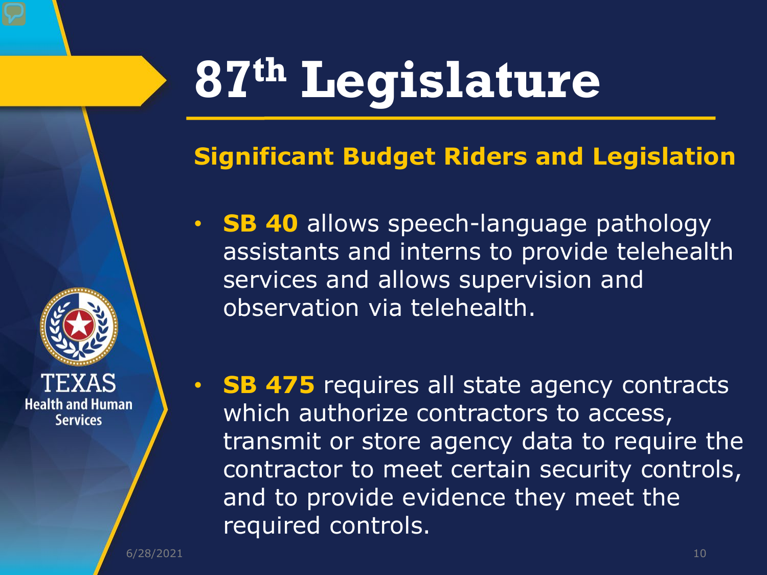# 87th Legislature

## Significant Budget Riders and Legislation

- **SB 40** allows speech-language pathology assistants and interns to provide telehealth services and allows supervision and observation via telehealth.

- **SB 475** requires all state agency contracts which authorize contractors to access, transmit or store agency data to require the contractor to meet certain security controls, and to provide evidence they meet the required controls.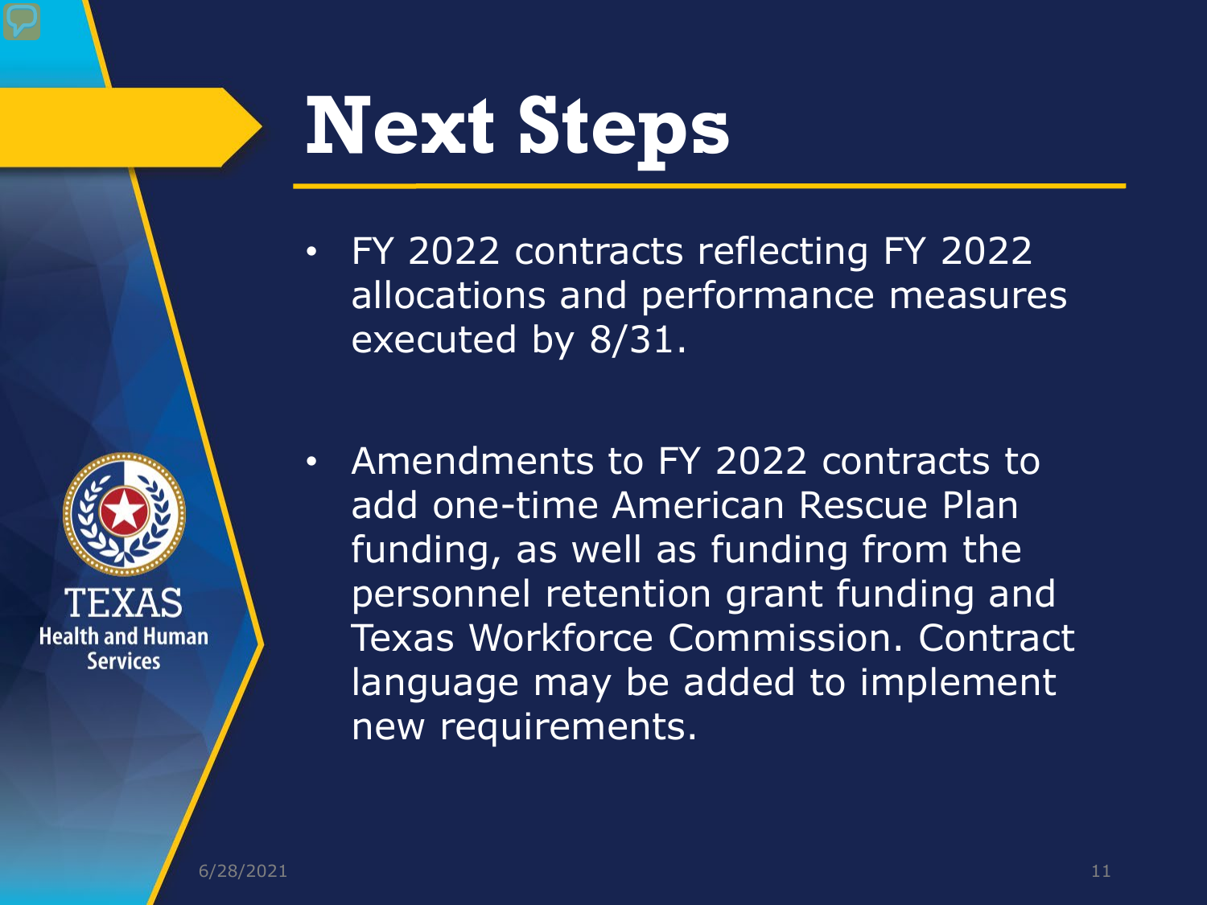# Next Steps

- FY 2022 contracts reflecting FY 2022 allocations and performance measures executed by 8/31.
- Amendments to FY 2022 contracts to add one-time American Rescue Plan funding, as well as funding from the personnel retention grant funding and Texas Workforce Commission. Contract language may be added to implement new requirements.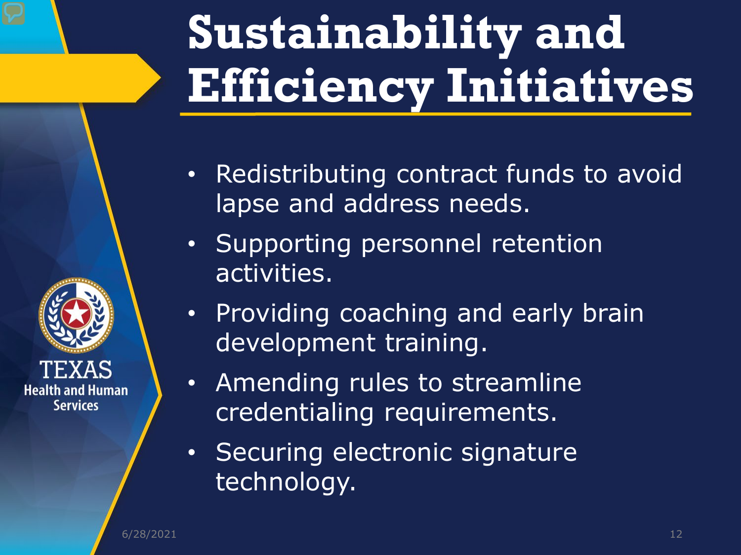# Sustainability and Efficiency Initiatives

- Redistributing contract funds to avoid lapse and address needs.
- Supporting personnel retention activities.
- Providing coaching and early brain development training.
- Amending rules to streamline credentialing requirements.
- Securing electronic signature technology.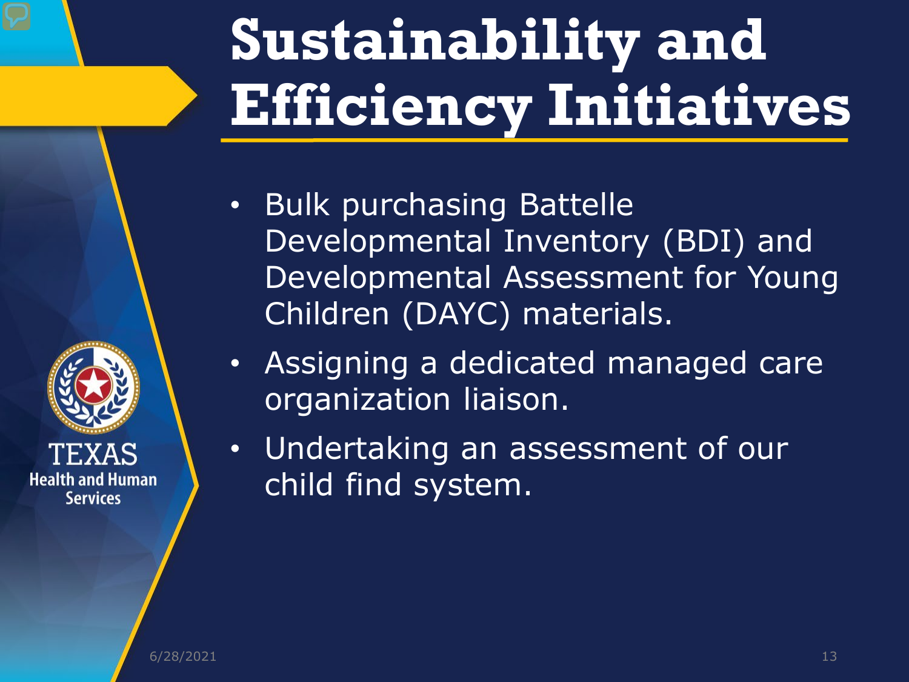# Sustainability and Efficiency Initiatives

- Bulk purchasing Battelle Developmental Inventory (BDI) and Developmental Assessment for Young Children (DAYC) materials.
- Assigning a dedicated managed care organization liaison.
- Undertaking an assessment of our child find system.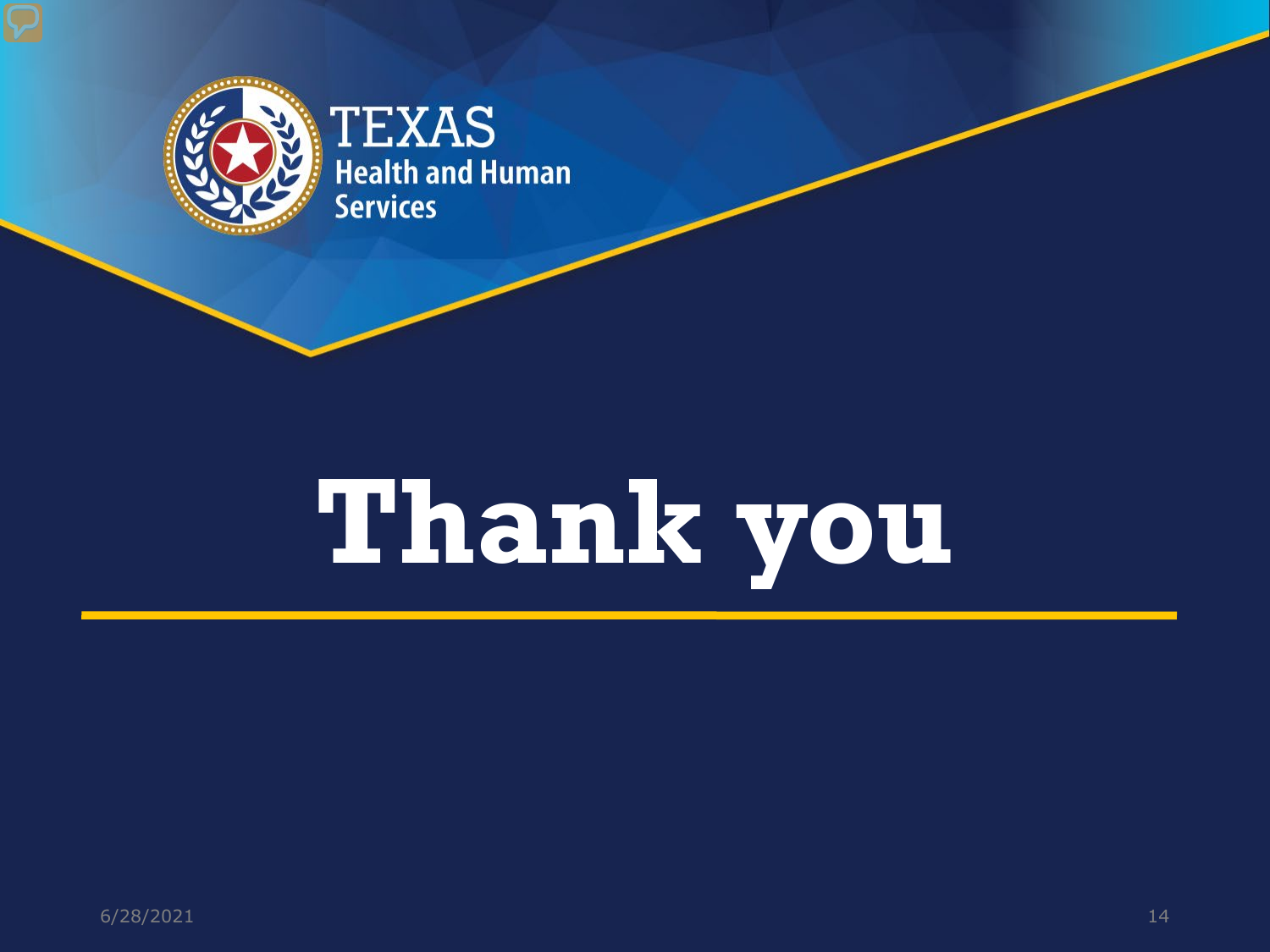TEXAS
Health and Human Services

# Thank you